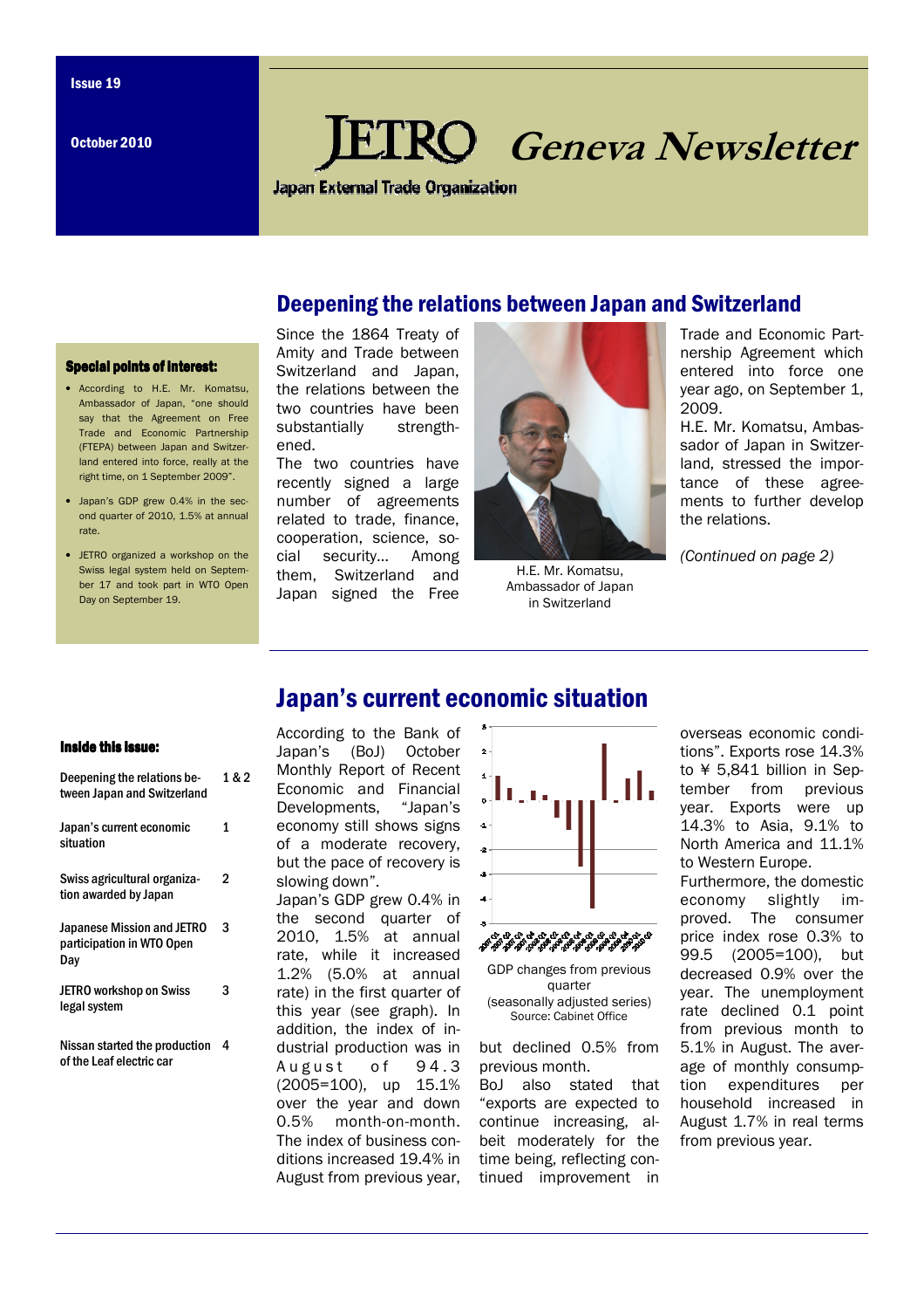Issue 19

October 2010

# JETRO Geneva Newsletter

Japan External Trade Organization

## Deepening the relations between Japan and Switzerland

**Special points of interest:**

- According to H.E. Mr. Komatsu, Ambassador of Japan, "one should say that the Agreement on Free Trade and Economic Partnership (FTEPA) between Japan and Switzerland entered into force, really at the right time, on 1 September 2009".
- Japan's GDP grew 0.4% in the second quarter of 2010, 1.5% at annual rate.
- JETRO organized a workshop on the Swiss legal system held on September 17 and took part in WTO Open Day on September 19.

Since the 1864 Treaty of Amity and Trade between Switzerland and Japan, the relations between the two countries have been substantially strengthened.

The two countries have recently signed a large number of agreements related to trade, finance, cooperation, science, social security... Among them, Switzerland and Japan signed the Free Trade and Economic Partnership Agreement which entered into force one year ago, on September 1, 2009.

H.E. Mr. Komatsu, Ambassador of Japan in Switzerland

H.E. Mr. Komatsu, Ambassador in Switzerland, stressed the importance of these agreements to further develop the relations.

*(Continued on page 2)*

## Japan's current economic situation

**Inside this issue:**

| | |
|---|---|
| Deepening the relations between Japan and Switzerland | 1 & 2 |
| Japan's current economic situation | 1 |
| Swiss agricultural organization awarded by Japan | 2 |
| Japanese Mission and JETRO participation in WTO Open Day | 3 |
| JETRO workshop on Swiss legal system | 3 |
| Nissan started the production of the Leaf electric car | 4 |

According to the Bank of Japan's (BoJ) October Monthly Report of Recent Economic and Financial Developments, "Japan's economy still shows signs of a moderate recovery, but the pace of recovery is slowing down".

Japan's GDP grew 0.4% in the second quarter of 2010, 1.5% at annual rate, while it increased 1.2% (5.0% at annual rate) in the first quarter of this year (see graph). In addition, the index of industrial production was in August of 94.3 (2005=100), up 15.1% over the year and down 0.5% month-on-month. The index of business conditions increased 19.4% in August from previous year, but declined 0.5% from previous month.

GDP changes from previous quarter (seasonally adjusted series) Source: Cabinet Office

BoJ also stated that "exports are expected to continue increasing, albeit moderately for the time being, reflecting continued improvement in overseas economic conditions". Exports rose 14.3% to ¥ 5,841 billion in September from previous year. Exports were up 14.3% to Asia, 9.1% to North America and 11.1% to Western Europe.

Furthermore, the domestic economy slightly improved. The consumer price index rose 0.3% to 99.5 (2005=100), but decreased 0.9% over the year. The unemployment rate declined 0.1 point from previous month to 5.1% in August. The average of monthly consumption expenditures per household increased in August 1.7% in real terms from previous year.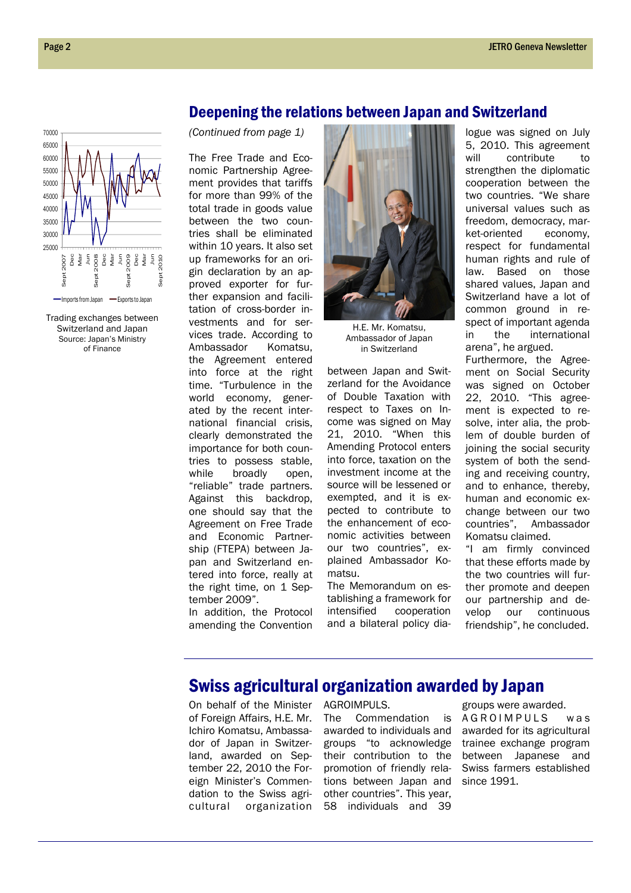Trading exchanges between Switzerland and Japan
Source: Japan's Ministry of Finance

## Deepening the relations between Japan and Switzerland

*(Continued from page 1)*

The Free Trade and Economic Partnership Agreement provides that tariffs for more than 99% of the total trade in goods value between the two countries shall be eliminated within 10 years. It also set up frameworks for an origin declaration by an approved exporter for further expansion and facilitation of cross-border investments and for services trade. According to Ambassador Komatsu, the Agreement entered into force at the right time. "Turbulence in the world economy, generated by the recent international financial crisis, clearly demonstrated the importance for both countries to possess stable, while broadly open, "reliable" trade partners. Against this backdrop, one should say that the Agreement on Free Trade and Economic Partnership (FTEPA) between Japan and Switzerland entered into force, really at the right time, on 1 September 2009".

In addition, the Protocol amending the Convention between Japan and Switzerland for the Avoidance of Double Taxation with respect to Taxes on Income was signed on May 21, 2010. "When this Amending Protocol enters into force, taxation on the investment income at the source will be lessened or exempted, and it is expected to contribute to the enhancement of economic activities between our two countries", explained Ambassador Komatsu.

H.E. Mr. Komatsu, Ambassador of Japan in Switzerland

The Memorandum on establishing a framework for intensified cooperation and a bilateral policy dialogue was signed on July 5, 2010. This agreement will contribute to strengthen the diplomatic cooperation between the two countries. "We share universal values such as freedom, democracy, market-oriented economy, respect for fundamental human rights and rule of law. Based on those shared values, Japan and Switzerland have a lot of common ground in respect of important agenda in the international arena", he argued.

Furthermore, the Agreement on Social Security was signed on October 22, 2010. "This agreement is expected to resolve, inter alia, the problem of double burden of joining the social security system of both the sending and receiving country, and to enhance, thereby, human and economic exchange between our two countries", Ambassador Komatsu claimed.

"I am firmly convinced that these efforts made by the two countries will further promote and deepen our partnership and develop our continuous friendship", he concluded.

## Swiss agricultural organization awarded by Japan

On behalf of the Minister of Foreign Affairs, H.E. Mr. Ichiro Komatsu, Ambassador of Japan in Switzerland, awarded on September 22, 2010 the Foreign Minister's Commendation to the Swiss agricultural organization AGROIMPULS.

The Commendation is awarded to individuals and groups "to acknowledge their contribution to the promotion of friendly relations between Japan and other countries". This year, 58 individuals and 39 groups were awarded.

AGROIMPULS was awarded for its agricultural trainee exchange program between Japanese and Swiss farmers established since 1991.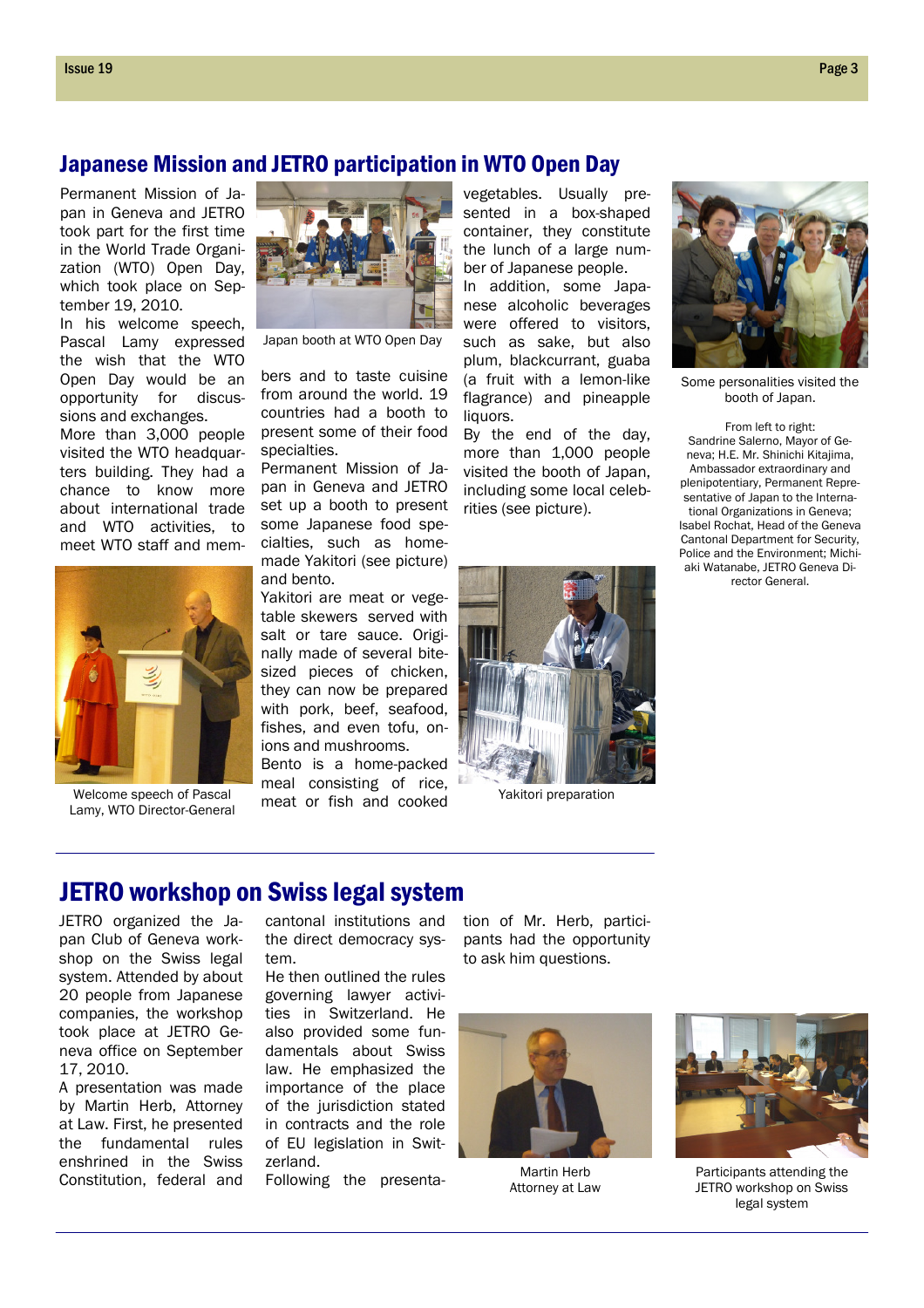## Japanese Mission and JETRO participation in WTO Open Day

Permanent Mission of Japan in Geneva and JETRO took part for the first time in the World Trade Organization (WTO) Open Day, which took place on September 19, 2010.

In his welcome speech, Pascal Lamy expressed the wish that the WTO Open Day would be an opportunity for discussions and exchanges.

More than 3,000 people visited the WTO headquarters building. They had a chance to know more about international trade and WTO activities, to meet WTO staff and members and to taste cuisine from around the world. 19 countries had a booth to present some of their food specialties.

Permanent Mission of Japan in Geneva and JETRO set up a booth to present some Japanese food specialties, such as homemade Yakitori (see picture) and bento.

Yakitori are meat or vegetable skewers served with salt or tare sauce. Originally made of several bite-sized pieces of chicken, they can now be prepared with pork, beef, seafood, fishes, and even tofu, onions and mushrooms.

Bento is a home-packed meal consisting of rice, meat or fish and cooked vegetables. Usually presented in a box-shaped container, they constitute the lunch of a large number of Japanese people.

In addition, some Japanese alcoholic beverages were offered to visitors, such as sake, but also plum, blackcurrant, guaba (a fruit with a lemon-like flagrance) and pineapple liquors.

By the end of the day, more than 1,000 people visited the booth of Japan, including some local celebrities (see picture).

Japan booth at WTO Open Day

Welcome speech of Pascal Lamy, WTO Director-General

Yakitori preparation

Some personalities visited the booth of Japan.

From left to right:
Sandrine Salerno, Mayor of Geneva; H.E. Mr. Shinichi Kitajima, Ambassador extraordinary and plenipotentiary, Permanent Representative of Japan to the International Organizations in Geneva; Isabel Rochat, Head of the Geneva Cantonal Department for Security, Police and the Environment; Michiaki Watanabe, JETRO Geneva Director General.

## JETRO workshop on Swiss legal system

JETRO organized the Japan Club of Geneva workshop on the Swiss legal system. Attended by about 20 people from Japanese companies, the workshop took place at JETRO Geneva office on September 17, 2010.

A presentation was made by Martin Herb, Attorney at Law. First, he presented the fundamental rules enshrined in the Swiss Constitution, federal and cantonal institutions and the direct democracy system.

He then outlined the rules governing lawyer activities in Switzerland. He also provided some fundamentals about Swiss law. He emphasized the importance of the place of the jurisdiction stated in contracts and the role of EU legislation in Switzerland.

Following the presentation of Mr. Herb, participants had the opportunity to ask him questions.

Martin Herb
Attorney at Law

Participants attending the JETRO workshop on Swiss legal system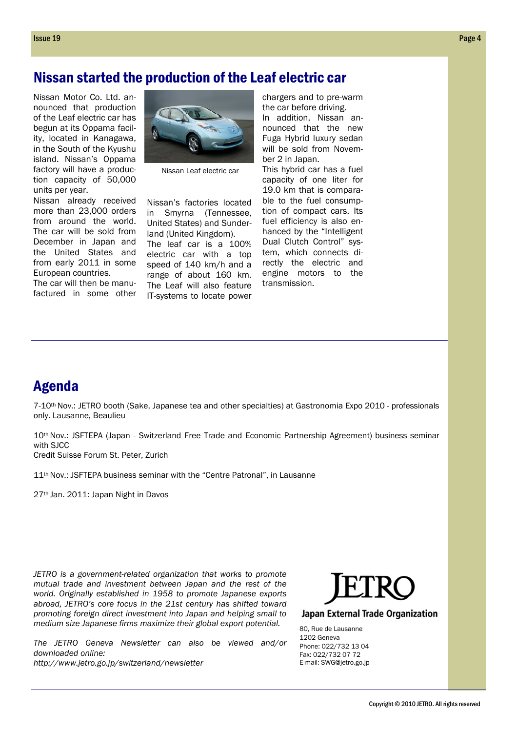## Nissan started the production of the Leaf electric car

Nissan Motor Co. Ltd. announced that production of the Leaf electric car has begun at its Oppama facility, located in Kanagawa, in the South of the Kyushu island. Nissan's Oppama factory will have a production capacity of 50,000 units per year.

Nissan already received more than 23,000 orders from around the world. The car will be sold from December in Japan and the United States and from early 2011 in some European countries.

The car will then be manufactured in some other Nissan's factories located in Smyrna (Tennessee, United States) and Sunderland (United Kingdom).

The leaf car is a 100% electric car with a top speed of 140 km/h and a range of about 160 km. The Leaf will also feature IT-systems to locate power chargers and to pre-warm the car before driving.

Nissan Leaf electric car

In addition, Nissan announced that the new Fuga Hybrid luxury sedan will be sold from November 2 in Japan.

This hybrid car has a fuel capacity of one liter for 19.0 km that is comparable to the fuel consumption of compact cars. Its fuel efficiency is also enhanced by the "Intelligent Dual Clutch Control" system, which connects directly the electric and engine motors to the transmission.

## Agenda

7-10th Nov.: JETRO booth (Sake, Japanese tea and other specialties) at Gastronomia Expo 2010 - professionals only. Lausanne, Beaulieu

10th Nov.: JSFTEPA (Japan - Switzerland Free Trade and Economic Partnership Agreement) business seminar with SJCC
Credit Suisse Forum St. Peter, Zurich

11th Nov.: JSFTEPA business seminar with the "Centre Patronal", in Lausanne

27th Jan. 2011: Japan Night in Davos

*JETRO is a government-related organization that works to promote mutual trade and investment between Japan and the rest of the world. Originally established in 1958 to promote Japanese exports abroad, JETRO's core focus in the 21st century has shifted toward promoting foreign direct investment into Japan and helping small to medium size Japanese firms maximize their global export potential.*

*The JETRO Geneva Newsletter can also be viewed and/or downloaded online:*
*http://www.jetro.go.jp/switzerland/newsletter*

JETRO
Japan External Trade Organization

80, Rue de Lausanne
1202 Geneva
Phone: 022/732 13 04
Fax: 022/732 07 72
E-mail: SWG@jetro.go.jp

Copyright © 2010 JETRO. All rights reserved